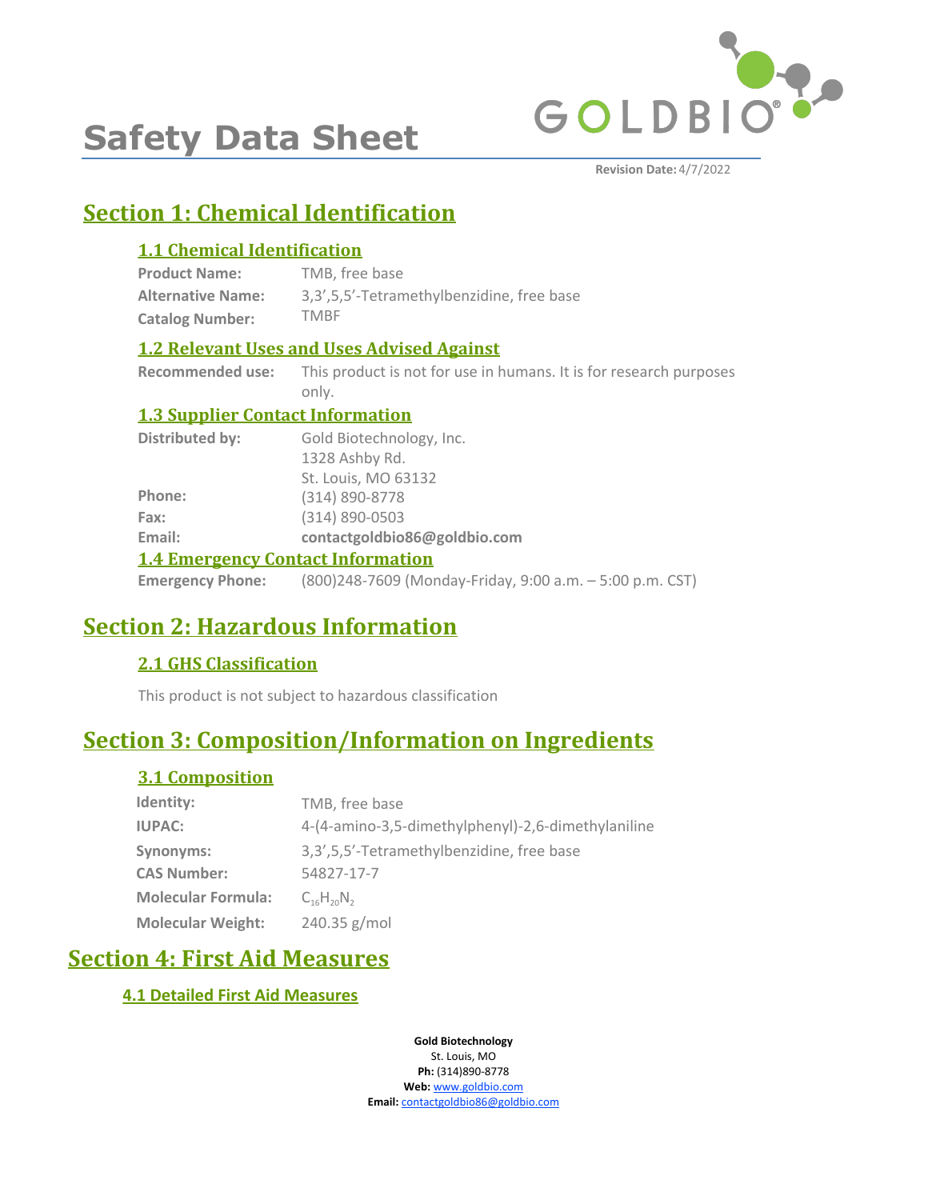# Safety Data Sheet

**Revision Date:** 4/7/2022

## Section 1: Chemical Identification

### 1.1 Chemical Identification

**Product Name:** TMB, free base

**Alternative Name:** 3,3',5,5'-Tetramethylbenzidine, free base

**Catalog Number:** TMBF

### 1.2 Relevant Uses and Uses Advised Against

**Recommended use:** This product is not for use in humans. It is for research purposes only.

### 1.3 Supplier Contact Information

**Distributed by:** Gold Biotechnology, Inc.
1328 Ashby Rd.
St. Louis, MO 63132

**Phone:** (314) 890-8778

**Fax:** (314) 890-0503

**Email:** **contactgoldbio86@goldbio.com**

### 1.4 Emergency Contact Information

**Emergency Phone:** (800)248-7609 (Monday-Friday, 9:00 a.m. – 5:00 p.m. CST)

## Section 2: Hazardous Information

### 2.1 GHS Classification

This product is not subject to hazardous classification

## Section 3: Composition/Information on Ingredients

### 3.1 Composition

**Identity:** TMB, free base

**IUPAC:** 4-(4-amino-3,5-dimethylphenyl)-2,6-dimethylaniline

**Synonyms:** 3,3',5,5'-Tetramethylbenzidine, free base

**CAS Number:** 54827-17-7

**Molecular Formula:** $C_{16}H_{20}N_2$

**Molecular Weight:** 240.35 g/mol

## Section 4: First Aid Measures

### 4.1 Detailed First Aid Measures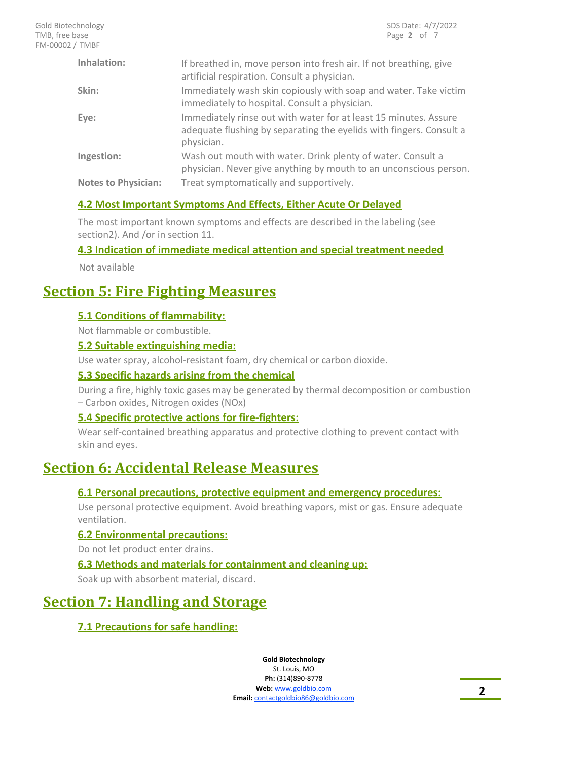| | |
|---|---|
| **Inhalation:** | If breathed in, move person into fresh air. If not breathing, give artificial respiration. Consult a physician. |
| **Skin:** | Immediately wash skin copiously with soap and water. Take victim immediately to hospital. Consult a physician. |
| **Eye:** | Immediately rinse out with water for at least 15 minutes. Assure adequate flushing by separating the eyelids with fingers. Consult a physician. |
| **Ingestion:** | Wash out mouth with water. Drink plenty of water. Consult a physician. Never give anything by mouth to an unconscious person. |
| **Notes to Physician:** | Treat symptomatically and supportively. |

### 4.2 Most Important Symptoms And Effects, Either Acute Or Delayed

The most important known symptoms and effects are described in the labeling (see section2). And /or in section 11.

### 4.3 Indication of immediate medical attention and special treatment needed

Not available

## Section 5: Fire Fighting Measures

### 5.1 Conditions of flammability:

Not flammable or combustible.

### 5.2 Suitable extinguishing media:

Use water spray, alcohol-resistant foam, dry chemical or carbon dioxide.

### 5.3 Specific hazards arising from the chemical

During a fire, highly toxic gases may be generated by thermal decomposition or combustion – Carbon oxides, Nitrogen oxides (NOx)

### 5.4 Specific protective actions for fire-fighters:

Wear self-contained breathing apparatus and protective clothing to prevent contact with skin and eyes.

## Section 6: Accidental Release Measures

### 6.1 Personal precautions, protective equipment and emergency procedures:

Use personal protective equipment. Avoid breathing vapors, mist or gas. Ensure adequate ventilation.

### 6.2 Environmental precautions:

Do not let product enter drains.

### 6.3 Methods and materials for containment and cleaning up:

Soak up with absorbent material, discard.

## Section 7: Handling and Storage

### 7.1 Precautions for safe handling: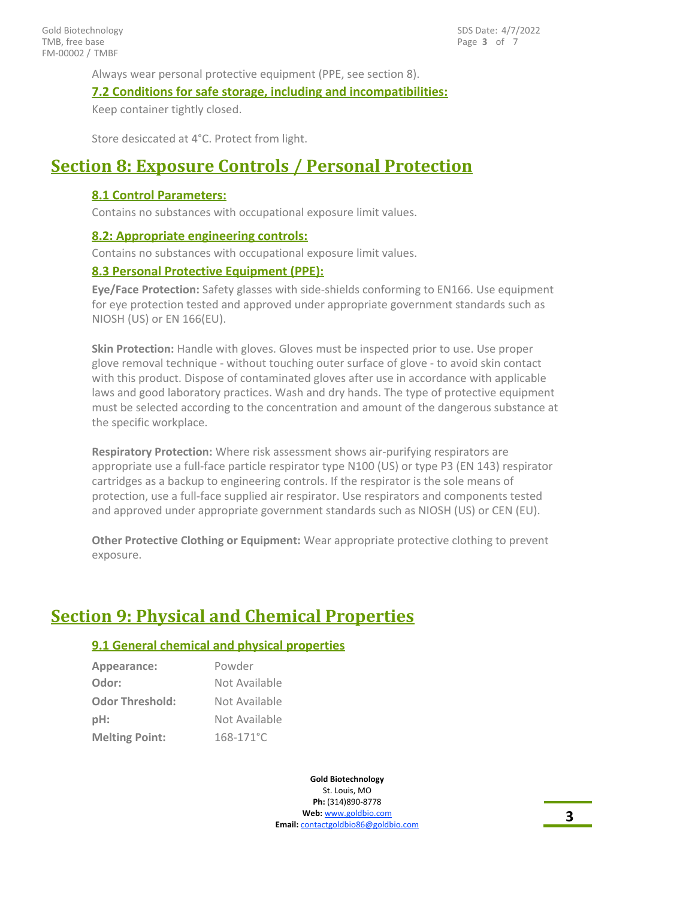Always wear personal protective equipment (PPE, see section 8).

### 7.2 Conditions for safe storage, including and incompatibilities:

Keep container tightly closed.

Store desiccated at 4°C. Protect from light.

## Section 8: Exposure Controls / Personal Protection

### 8.1 Control Parameters:

Contains no substances with occupational exposure limit values.

### 8.2: Appropriate engineering controls:

Contains no substances with occupational exposure limit values.

### 8.3 Personal Protective Equipment (PPE):

**Eye/Face Protection:** Safety glasses with side-shields conforming to EN166. Use equipment for eye protection tested and approved under appropriate government standards such as NIOSH (US) or EN 166(EU).

**Skin Protection:** Handle with gloves. Gloves must be inspected prior to use. Use proper glove removal technique - without touching outer surface of glove - to avoid skin contact with this product. Dispose of contaminated gloves after use in accordance with applicable laws and good laboratory practices. Wash and dry hands. The type of protective equipment must be selected according to the concentration and amount of the dangerous substance at the specific workplace.

**Respiratory Protection:** Where risk assessment shows air-purifying respirators are appropriate use a full-face particle respirator type N100 (US) or type P3 (EN 143) respirator cartridges as a backup to engineering controls. If the respirator is the sole means of protection, use a full-face supplied air respirator. Use respirators and components tested and approved under appropriate government standards such as NIOSH (US) or CEN (EU).

**Other Protective Clothing or Equipment:** Wear appropriate protective clothing to prevent exposure.

## Section 9: Physical and Chemical Properties

### 9.1 General chemical and physical properties

| | |
|---|---|
| **Appearance:** | Powder |
| **Odor:** | Not Available |
| **Odor Threshold:** | Not Available |
| **pH:** | Not Available |
| **Melting Point:** | 168-171°C |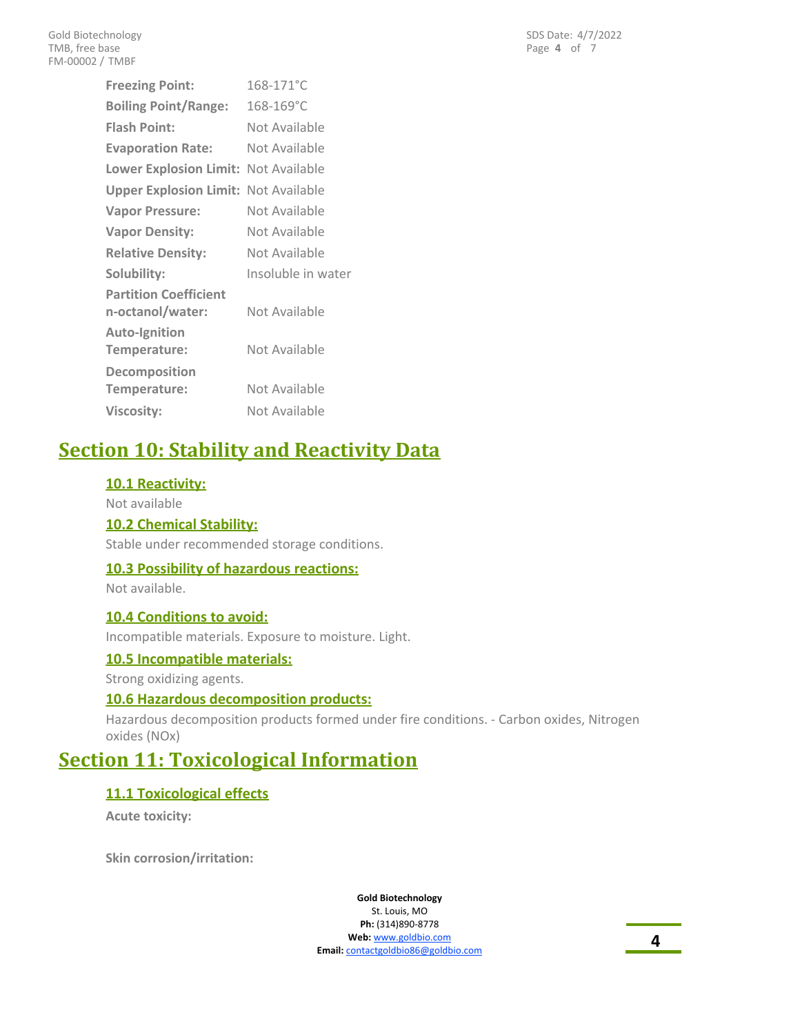| | |
|---|---|
| **Freezing Point:** | 168-171°C |
| **Boiling Point/Range:** | 168-169°C |
| **Flash Point:** | Not Available |
| **Evaporation Rate:** | Not Available |
| **Lower Explosion Limit:** | Not Available |
| **Upper Explosion Limit:** | Not Available |
| **Vapor Pressure:** | Not Available |
| **Vapor Density:** | Not Available |
| **Relative Density:** | Not Available |
| **Solubility:** | Insoluble in water |
| **Partition Coefficient n-octanol/water:** | Not Available |
| **Auto-Ignition Temperature:** | Not Available |
| **Decomposition Temperature:** | Not Available |
| **Viscosity:** | Not Available |

# Section 10: Stability and Reactivity Data

### 10.1 Reactivity:

Not available

### 10.2 Chemical Stability:

Stable under recommended storage conditions.

### 10.3 Possibility of hazardous reactions:

Not available.

### 10.4 Conditions to avoid:

Incompatible materials. Exposure to moisture. Light.

### 10.5 Incompatible materials:

Strong oxidizing agents.

### 10.6 Hazardous decomposition products:

Hazardous decomposition products formed under fire conditions. - Carbon oxides, Nitrogen oxides (NOx)

# Section 11: Toxicological Information

### 11.1 Toxicological effects

**Acute toxicity:**

**Skin corrosion/irritation:**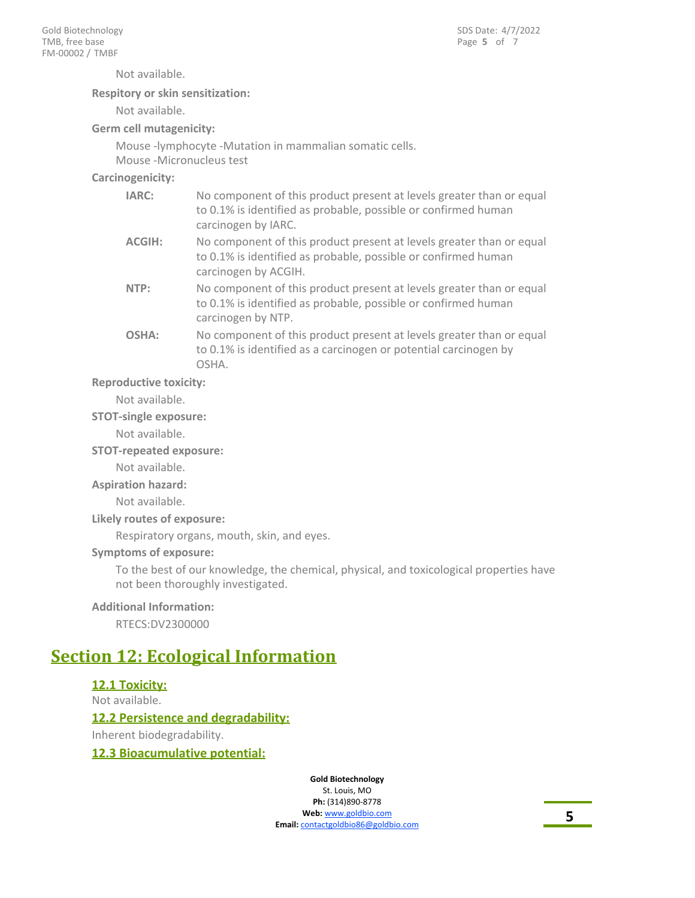Not available.

**Respitory or skin sensitization:**

Not available.

**Germ cell mutagenicity:**

Mouse -lymphocyte -Mutation in mammalian somatic cells.
Mouse -Micronucleus test

**Carcinogenicity:**

| | |
|---|---|
| **IARC:** | No component of this product present at levels greater than or equal to 0.1% is identified as probable, possible or confirmed human carcinogen by IARC. |
| **ACGIH:** | No component of this product present at levels greater than or equal to 0.1% is identified as probable, possible or confirmed human carcinogen by ACGIH. |
| **NTP:** | No component of this product present at levels greater than or equal to 0.1% is identified as probable, possible or confirmed human carcinogen by NTP. |
| **OSHA:** | No component of this product present at levels greater than or equal to 0.1% is identified as a carcinogen or potential carcinogen by OSHA. |

**Reproductive toxicity:**

Not available.

**STOT-single exposure:**

Not available.

**STOT-repeated exposure:**

Not available.

**Aspiration hazard:**

Not available.

**Likely routes of exposure:**

Respiratory organs, mouth, skin, and eyes.

**Symptoms of exposure:**

To the best of our knowledge, the chemical, physical, and toxicological properties have not been thoroughly investigated.

**Additional Information:**

RTECS:DV2300000

# Section 12: Ecological Information

## 12.1 Toxicity:

Not available.

## 12.2 Persistence and degradability:

Inherent biodegradability.

## 12.3 Bioacumulative potential: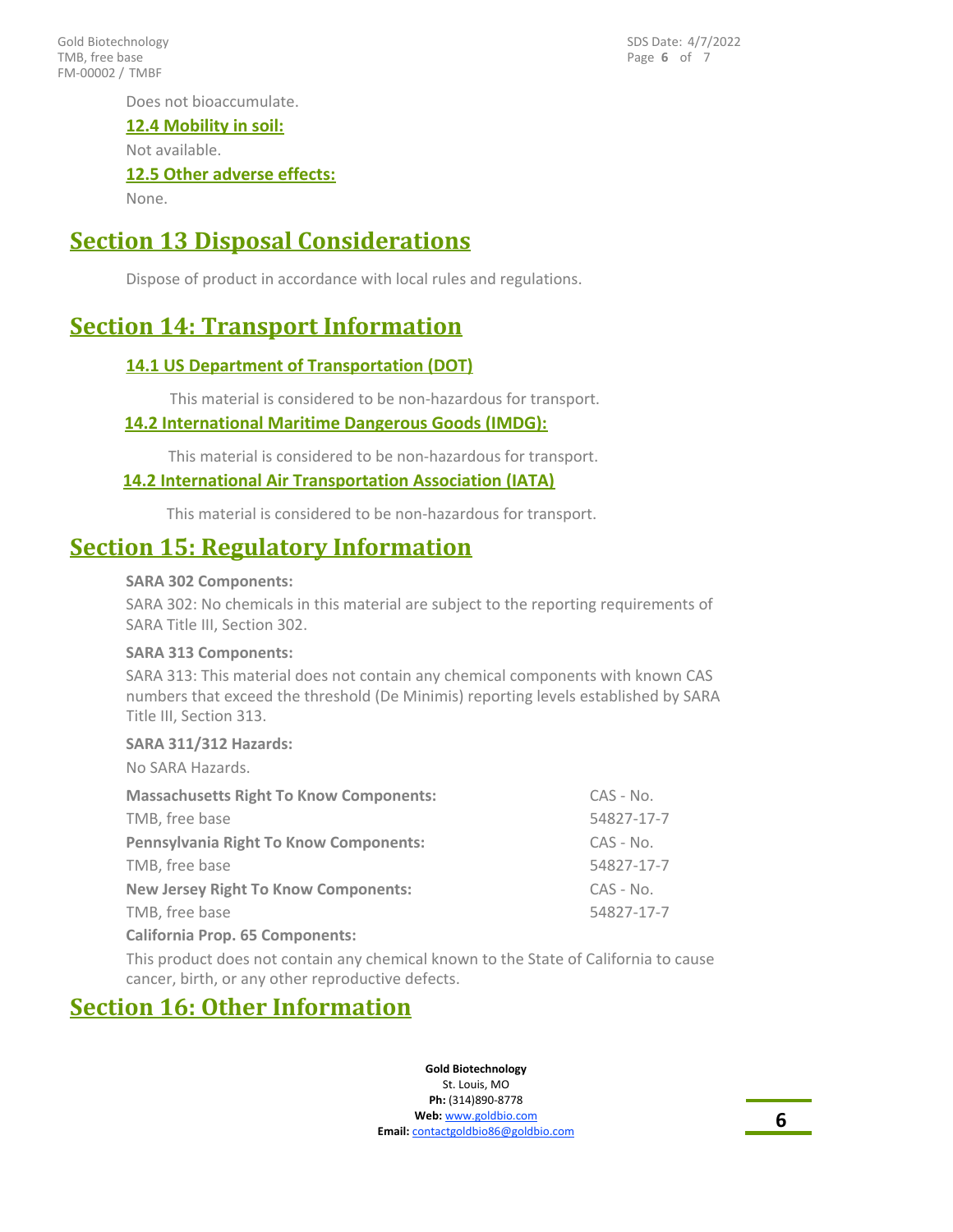Does not bioaccumulate.

### 12.4 Mobility in soil:

Not available.

### 12.5 Other adverse effects:

None.

## Section 13 Disposal Considerations

Dispose of product in accordance with local rules and regulations.

## Section 14: Transport Information

### 14.1 US Department of Transportation (DOT)

This material is considered to be non-hazardous for transport.

### 14.2 International Maritime Dangerous Goods (IMDG):

This material is considered to be non-hazardous for transport.

### 14.2 International Air Transportation Association (IATA)

This material is considered to be non-hazardous for transport.

## Section 15: Regulatory Information

**SARA 302 Components:**

SARA 302: No chemicals in this material are subject to the reporting requirements of SARA Title III, Section 302.

**SARA 313 Components:**

SARA 313: This material does not contain any chemical components with known CAS numbers that exceed the threshold (De Minimis) reporting levels established by SARA Title III, Section 313.

**SARA 311/312 Hazards:**

No SARA Hazards.

| **Massachusetts Right To Know Components:** | CAS - No. |
|---|---|
| TMB, free base | 54827-17-7 |
| **Pennsylvania Right To Know Components:** | CAS - No. |
| TMB, free base | 54827-17-7 |
| **New Jersey Right To Know Components:** | CAS - No. |
| TMB, free base | 54827-17-7 |

**California Prop. 65 Components:**

This product does not contain any chemical known to the State of California to cause cancer, birth, or any other reproductive defects.

## Section 16: Other Information

**Gold Biotechnology**
St. Louis, MO
**Ph:** (314)890-8778
**Web:** www.goldbio.com
**Email:** contactgoldbio86@goldbio.com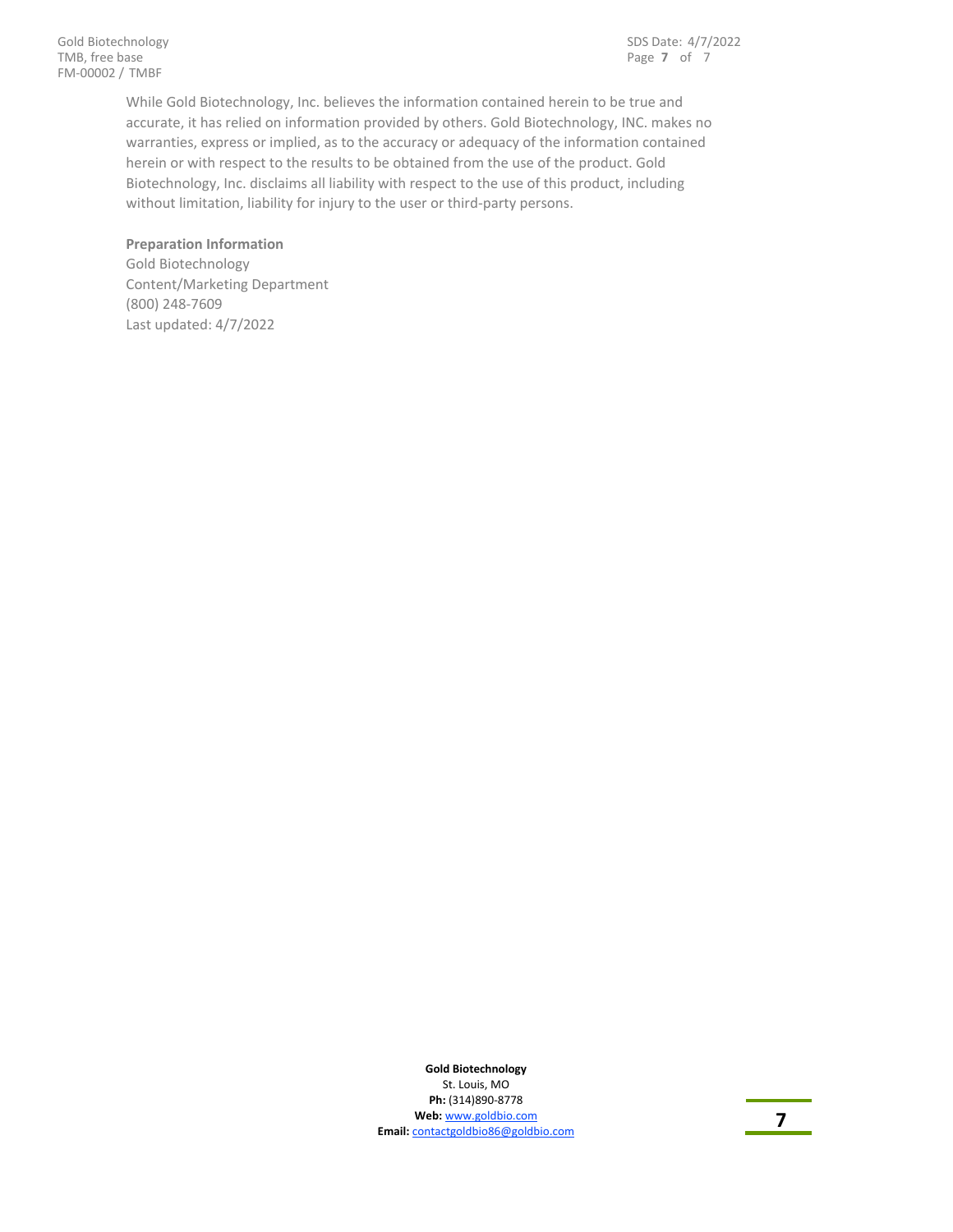While Gold Biotechnology, Inc. believes the information contained herein to be true and accurate, it has relied on information provided by others. Gold Biotechnology, INC. makes no warranties, express or implied, as to the accuracy or adequacy of the information contained herein or with respect to the results to be obtained from the use of the product. Gold Biotechnology, Inc. disclaims all liability with respect to the use of this product, including without limitation, liability for injury to the user or third-party persons.

**Preparation Information**

Gold Biotechnology
Content/Marketing Department
(800) 248-7609
Last updated: 4/7/2022